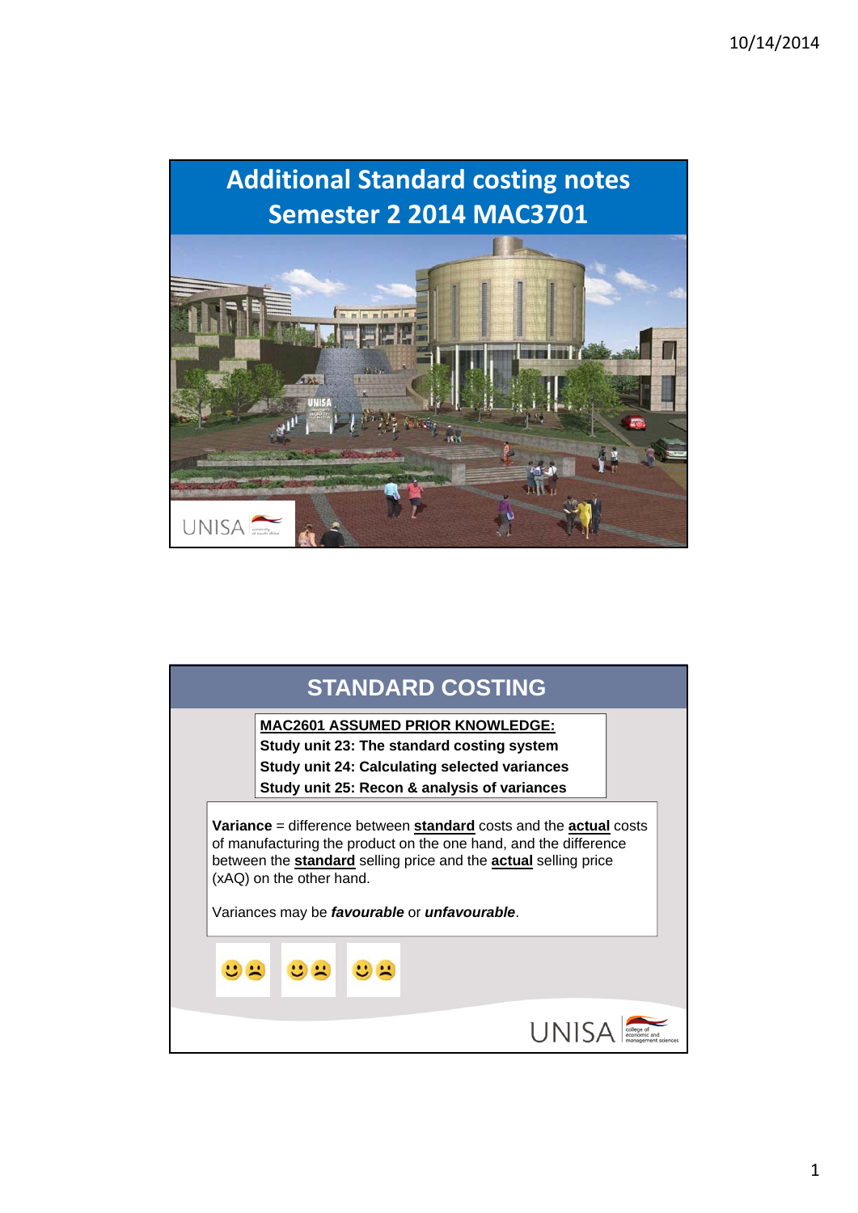# Additional Standard costing notes Semester 2 2014 MAC3701

UNISA

## STANDARD COSTING

**MAC2601 ASSUMED PRIOR KNOWLEDGE:**
**Study unit 23: The standard costing system**
**Study unit 24: Calculating selected variances**
**Study unit 25: Recon & analysis of variances**

**Variance** = difference between **standard** costs and the **actual** costs of manufacturing the product on the one hand, and the difference between the **standard** selling price and the **actual** selling price (xAQ) on the other hand.

Variances may be ***favourable*** or ***unfavourable***.

UNISA college of economic and management sciences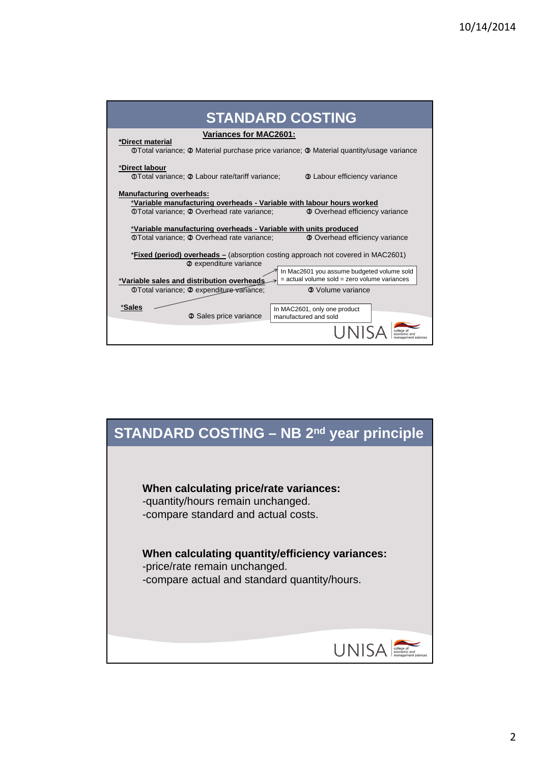# STANDARD COSTING

**Variances for MAC2601:**

***Direct material**

①Total variance; ② Material purchase price variance; ③ Material quantity/usage variance

***Direct labour**

①Total variance; ② Labour rate/tariff variance; ③ Labour efficiency variance

**Manufacturing overheads:**

***Variable manufacturing overheads - Variable with labour hours worked**

①Total variance; ② Overhead rate variance; ③ Overhead efficiency variance

***Variable manufacturing overheads - Variable with units produced**

①Total variance; ② Overhead rate variance; ③ Overhead efficiency variance

***Fixed (period) overheads –** (absorption costing approach not covered in MAC2601)

② expenditure variance

***Variable sales and distribution overheads**

①Total variance; ② expenditure variance; ③ Volume variance

In Mac2601 you assume budgeted volume sold = actual volume sold = zero volume variances

***Sales**

② Sales price variance

In MAC2601, only one product manufactured and sold

UNISA college of economic and management sciences

# STANDARD COSTING – NB 2nd year principle

**When calculating price/rate variances:**

-quantity/hours remain unchanged.

-compare standard and actual costs.

**When calculating quantity/efficiency variances:**

-price/rate remain unchanged.

-compare actual and standard quantity/hours.

UNISA college of economic and management sciences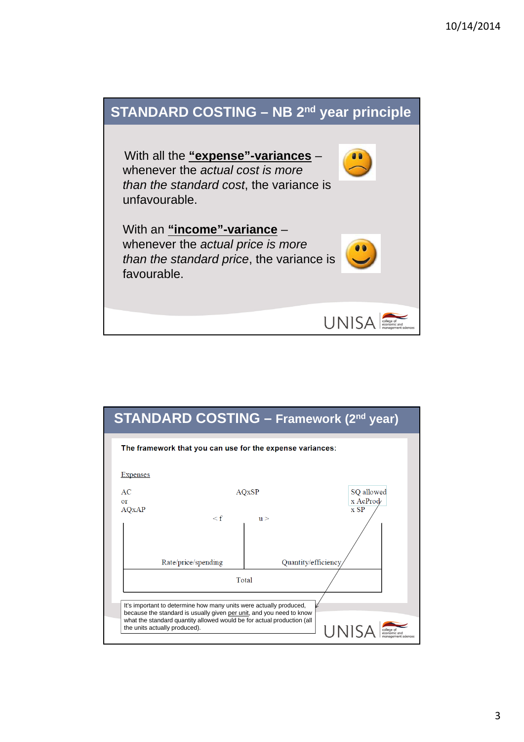## STANDARD COSTING – NB 2nd year principle

With all the **"expense"-variances** – whenever the *actual cost is more than the standard cost*, the variance is unfavourable.

With an **"income"-variance** – whenever the *actual price is more than the standard price*, the variance is favourable.

## STANDARD COSTING – Framework (2nd year)

**The framework that you can use for the expense variances:**

Expenses

AC
or
AQxAP

AQxSP

SQ allowed
x AcProd
x SP

< f    u >

Rate/price/spending

Quantity/efficiency

Total

It's important to determine how many units were actually produced, because the standard is usually given per unit, and you need to know what the standard quantity allowed would be for actual production (all the units actually produced).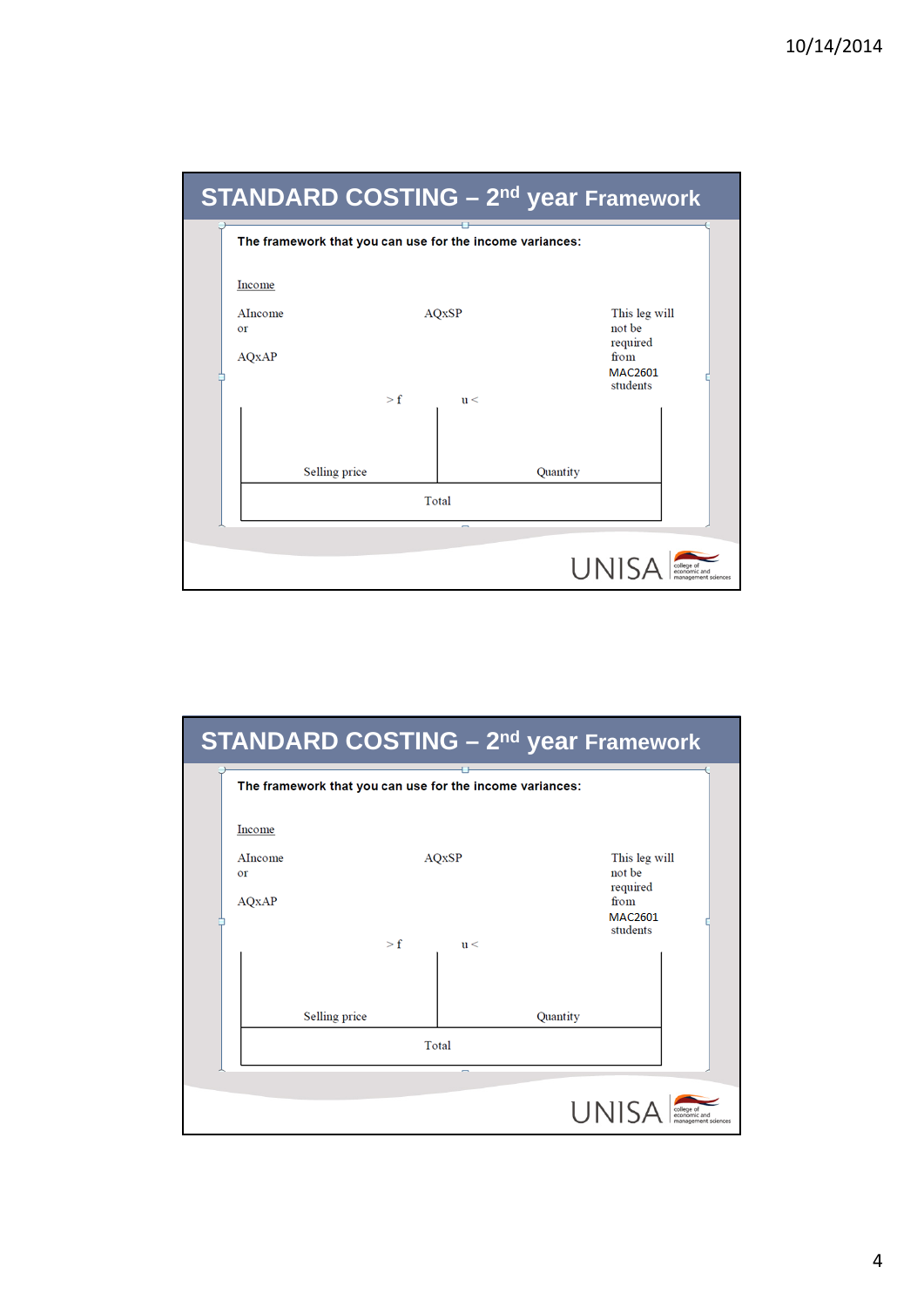## STANDARD COSTING – 2nd year Framework

**The framework that you can use for the income variances:**

Income

AIncome
or

AQxAP

AQxSP

This leg will not be required from MAC2601 students

> f

u <

Selling price

Quantity

Total

## STANDARD COSTING – 2nd year Framework

**The framework that you can use for the income variances:**

Income

AIncome
or

AQxAP

AQxSP

This leg will not be required from MAC2601 students

> f

u <

Selling price

Quantity

Total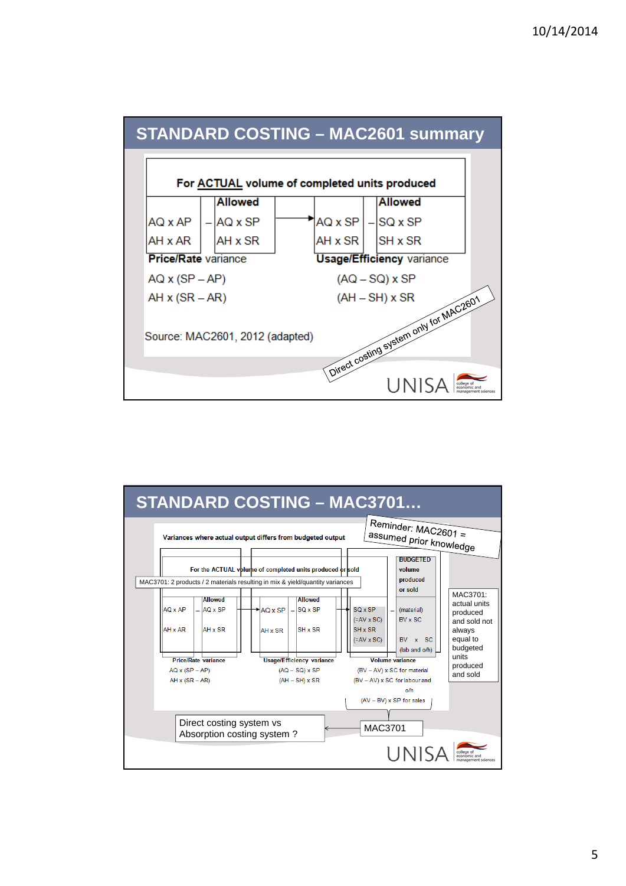## STANDARD COSTING – MAC2601 summary

**For ACTUAL volume of completed units produced**

| | | Allowed | | | Allowed |
|---|---|---|---|---|---|
| AQ x AP | – | AQ x SP | → | AQ x SP | – SQ x SP |
| AH x AR | | AH x SR | | AH x SR | SH x SR |

**Price/Rate** variance

AQ x (SP – AP)

AH x (SR – AR)

**Usage/Efficiency** variance

(AQ – SQ) x SP

(AH – SH) x SR

Source: MAC2601, 2012 (adapted)

Direct costing system only for MAC2601

## STANDARD COSTING – MAC3701…

Reminder: MAC2601 = assumed prior knowledge

Variances where actual output differs from budgeted output

For the ACTUAL volume of completed units produced or sold

MAC3701: 2 products / 2 materials resulting in mix & yield/quantity variances

| | | Allowed | | | Allowed | | | BUDGETED volume produced or sold |
|---|---|---|---|---|---|---|---|---|
| AQ x AP | – | AQ x SP | → | AQ x SP | – SQ x SP | → | SQ x SP (=AV x SC) | – (material) BV x SC |
| AH x AR | | AH x SR | | AH x SR | SH x SR | | SH x SR (=AV x SC) | BV x SC (lab and o/h) |

**Price/Rate variance**

AQ x (SP – AP)

AH x (SR – AR)

**Usage/Efficiency variance**

(AQ – SQ) x SP

(AH – SH) x SR

**Volume variance**

(BV – AV) x SC for material

(BV – AV) x SC for labour and o/h

(AV – BV) x SP for sales

MAC3701: actual units produced and sold not always equal to budgeted units produced and sold

MAC3701 → Direct costing system vs Absorption costing system ?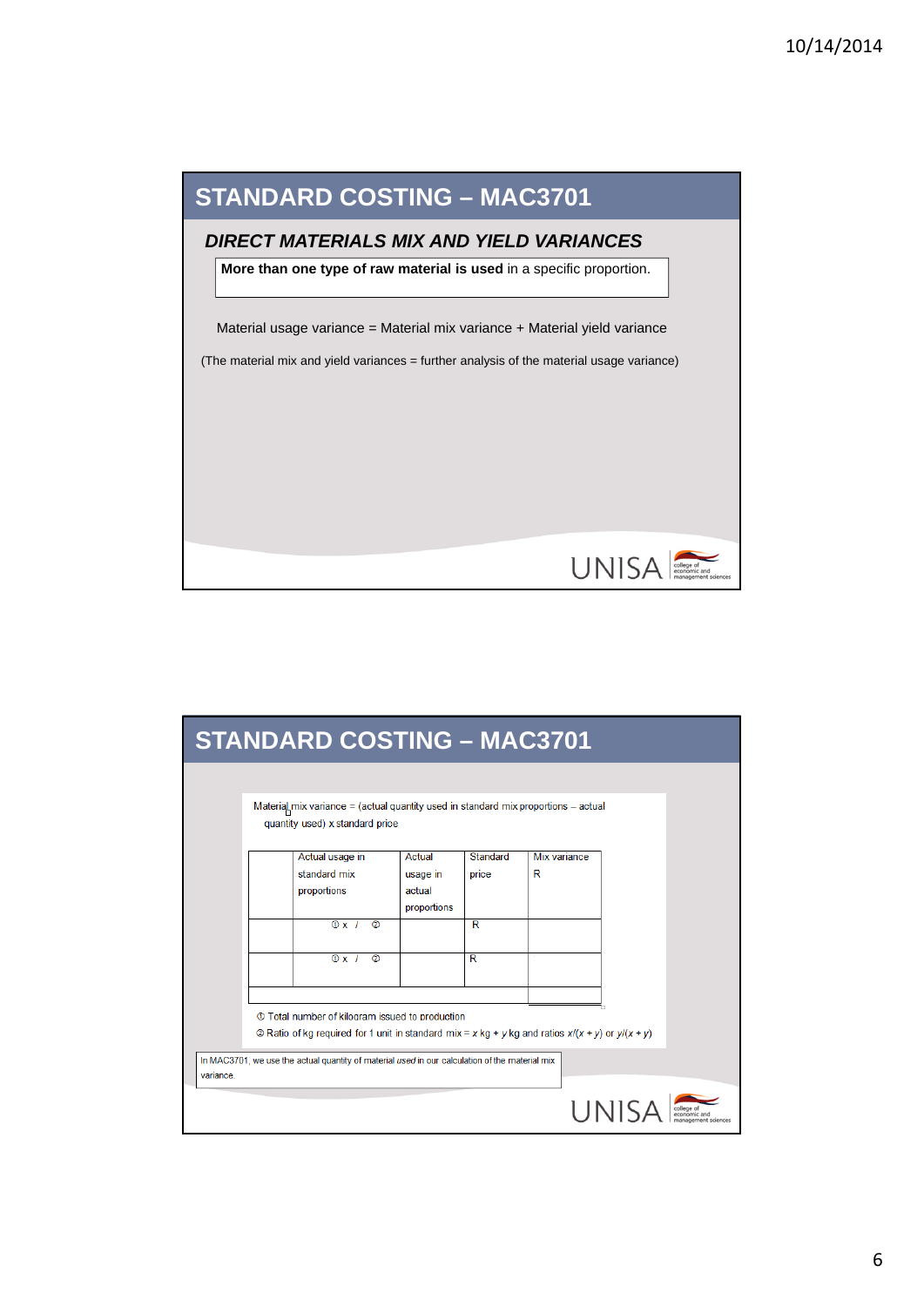## STANDARD COSTING – MAC3701

### *DIRECT MATERIALS MIX AND YIELD VARIANCES*

**More than one type of raw material is used** in a specific proportion.

Material usage variance = Material mix variance + Material yield variance

(The material mix and yield variances = further analysis of the material usage variance)

## STANDARD COSTING – MAC3701

Material mix variance = (actual quantity used in standard mix proportions – actual quantity used) x standard price

| | Actual usage in standard mix proportions | Actual usage in actual proportions | Standard price | Mix variance R |
|---|---|---|---|---|
| | ① x / ② | | R | |
| | ① x / ② | | R | |
| | | | | |

① Total number of kilogram issued to production

② Ratio of kg required for 1 unit in standard mix = *x* kg + *y* kg and ratios $x/(x + y)$ or $y/(x + y)$

In MAC3701, we use the actual quantity of material *used* in our calculation of the material mix variance.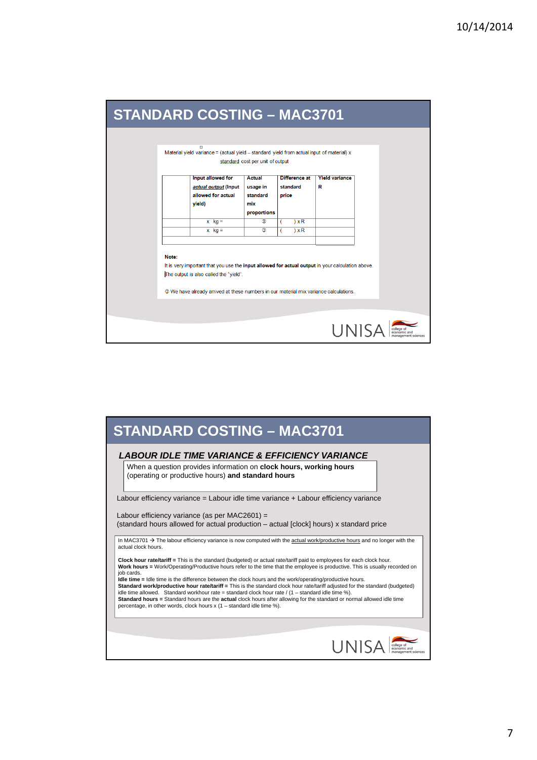## STANDARD COSTING – MAC3701

Material yield variance = (actual yield – standard yield from actual input of material) x standard cost per unit of output

| | Input allowed for *actual output* (Input allowed for actual yield) | Actual usage in standard mix proportions | Difference at standard price | Yield variance R |
|---|---|---|---|---|
| | x kg = | ③ | ( ) x R | |
| | x kg = | ③ | ( ) x R | |
| | | | | |

**Note:**

It is very important that you use the **input allowed for actual output** in your calculation above. The output is also called the "yield".

③ We have already arrived at these numbers in our material mix variance calculations.

## STANDARD COSTING – MAC3701

### *LABOUR IDLE TIME VARIANCE & EFFICIENCY VARIANCE*

When a question provides information on **clock hours, working hours** (operating or productive hours) **and standard hours**

Labour efficiency variance = Labour idle time variance + Labour efficiency variance

Labour efficiency variance (as per MAC2601) =
(standard hours allowed for actual production – actual [clock] hours) x standard price

In MAC3701 → The labour efficiency variance is now computed with the actual work/productive hours and no longer with the actual clock hours.

**Clock hour rate/tariff =** This is the standard (budgeted) or actual rate/tariff paid to employees for each clock hour.
**Work hours =** Work/Operating/Productive hours refer to the time that the employee is productive. This is usually recorded on job cards.
**Idle time =** Idle time is the difference between the clock hours and the work/operating/productive hours.
**Standard work/productive hour rate/tariff =** This is the standard clock hour rate/tariff adjusted for the standard (budgeted) idle time allowed. Standard workhour rate = standard clock hour rate / (1 – standard idle time %).
**Standard hours =** Standard hours are the **actual** clock hours after allowing for the standard or normal allowed idle time percentage, in other words, clock hours x (1 – standard idle time %).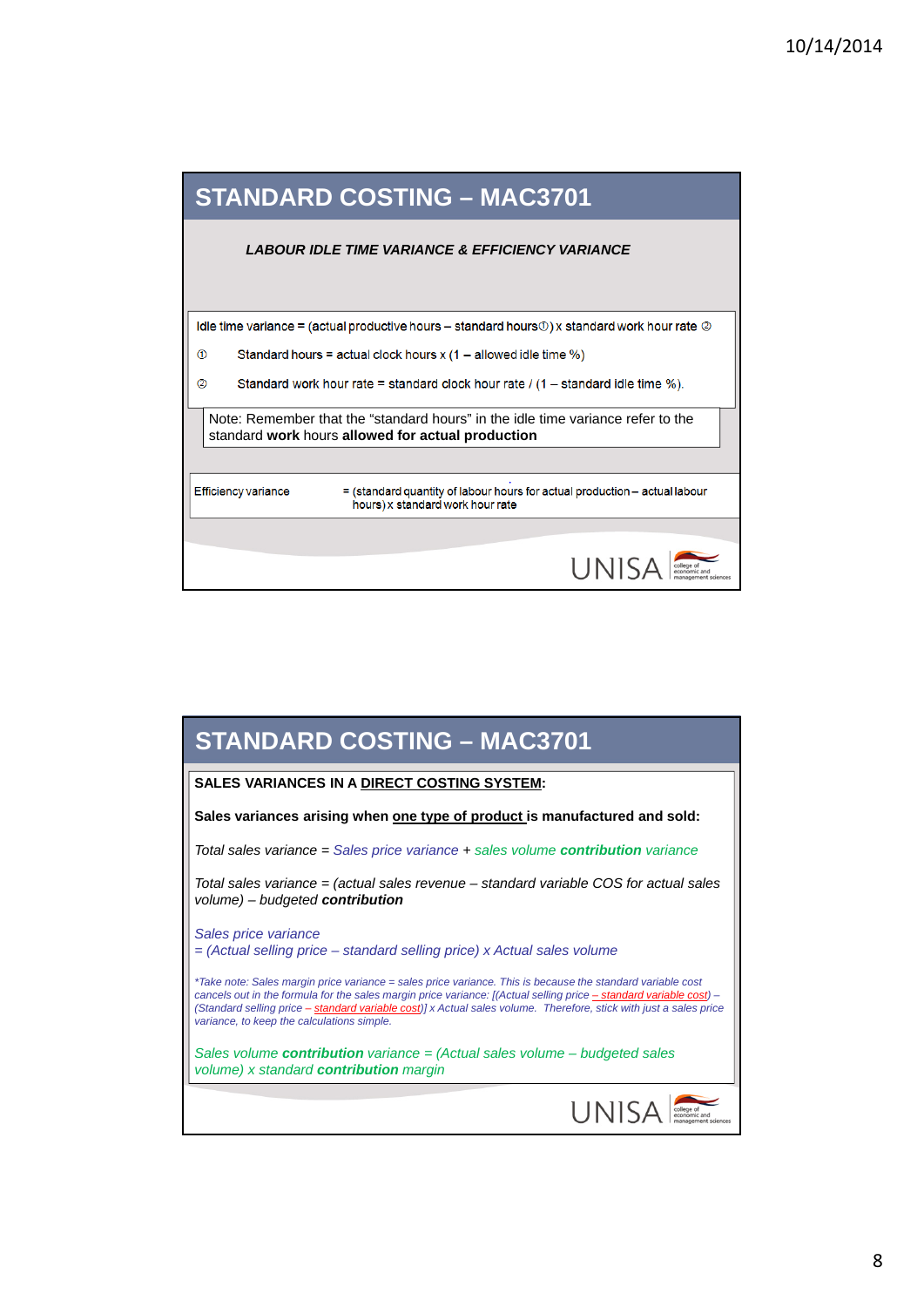## STANDARD COSTING – MAC3701

***LABOUR IDLE TIME VARIANCE & EFFICIENCY VARIANCE***

Idle time variance = (actual productive hours – standard hours①) x standard work hour rate ②

① Standard hours = actual clock hours x (1 – allowed idle time %)

② Standard work hour rate = standard clock hour rate / (1 – standard idle time %).

Note: Remember that the "standard hours" in the idle time variance refer to the standard **work** hours **allowed for actual production**

Efficiency variance = (standard quantity of labour hours for actual production – actual labour hours) x standard work hour rate

UNISA college of economic and management sciences

## STANDARD COSTING – MAC3701

**SALES VARIANCES IN A DIRECT COSTING SYSTEM:**

**Sales variances arising when one type of product is manufactured and sold:**

*Total sales variance = Sales price variance + sales volume **contribution** variance*

*Total sales variance = (actual sales revenue – standard variable COS for actual sales volume) – budgeted **contribution***

*Sales price variance*
*= (Actual selling price – standard selling price) x Actual sales volume*

*\*Take note: Sales margin price variance = sales price variance. This is because the standard variable cost cancels out in the formula for the sales margin price variance: [(Actual selling price – standard variable cost) – (Standard selling price – standard variable cost)] x Actual sales volume. Therefore, stick with just a sales price variance, to keep the calculations simple.*

*Sales volume **contribution** variance = (Actual sales volume – budgeted sales volume) x standard **contribution** margin*

UNISA college of economic and management sciences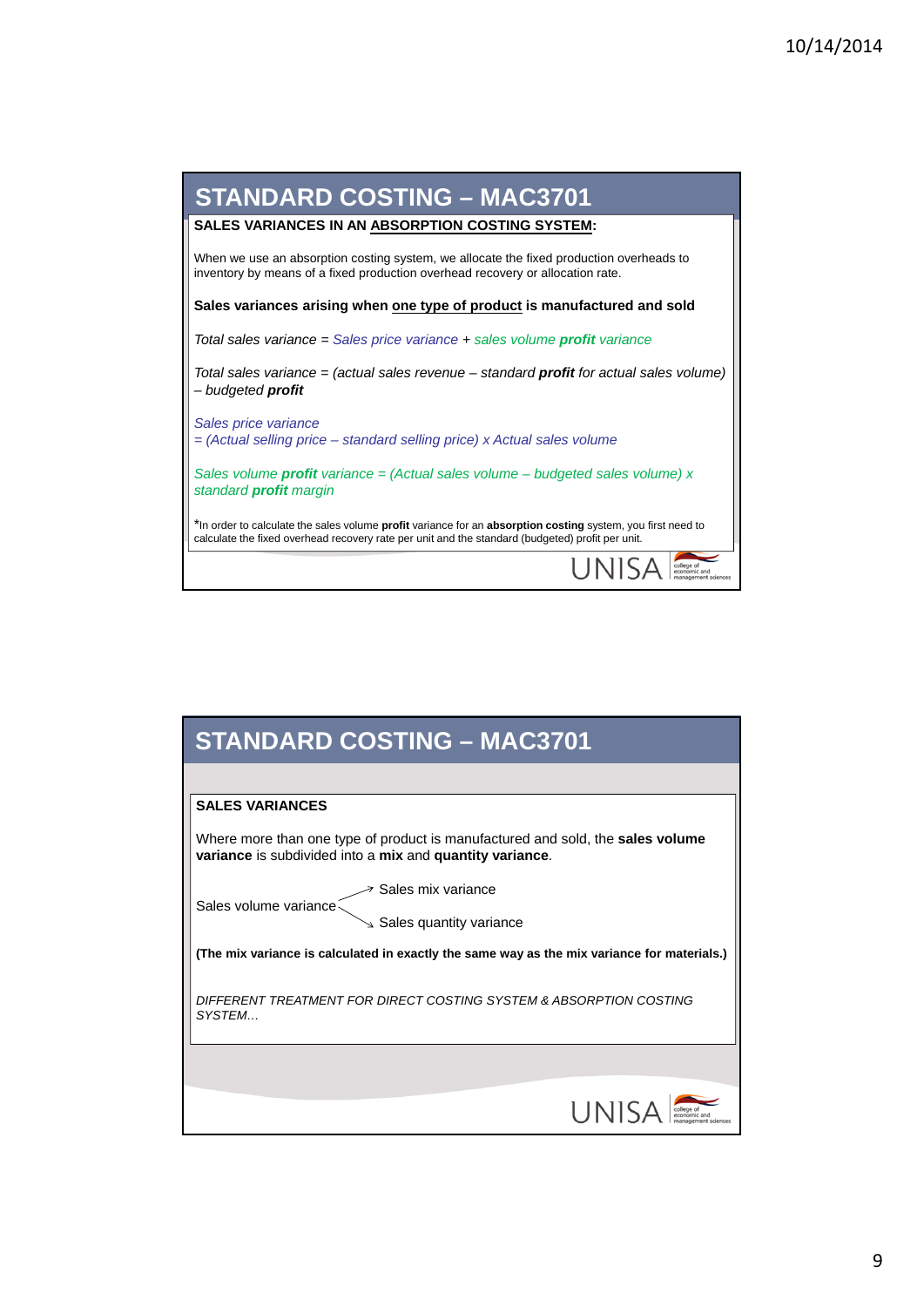## STANDARD COSTING – MAC3701

**SALES VARIANCES IN AN ABSORPTION COSTING SYSTEM:**

When we use an absorption costing system, we allocate the fixed production overheads to inventory by means of a fixed production overhead recovery or allocation rate.

**Sales variances arising when one type of product is manufactured and sold**

*Total sales variance = Sales price variance + sales volume **profit** variance*

*Total sales variance = (actual sales revenue – standard **profit** for actual sales volume) – budgeted **profit***

*Sales price variance*
*= (Actual selling price – standard selling price) x Actual sales volume*

*Sales volume **profit** variance = (Actual sales volume – budgeted sales volume) x standard **profit** margin*

*In order to calculate the sales volume **profit** variance for an **absorption costing** system, you first need to calculate the fixed overhead recovery rate per unit and the standard (budgeted) profit per unit.

## STANDARD COSTING – MAC3701

**SALES VARIANCES**

Where more than one type of product is manufactured and sold, the **sales volume variance** is subdivided into a **mix** and **quantity variance**.

Sales volume variance
- → Sales mix variance
- → Sales quantity variance

**(The mix variance is calculated in exactly the same way as the mix variance for materials.)**

*DIFFERENT TREATMENT FOR DIRECT COSTING SYSTEM & ABSORPTION COSTING SYSTEM…*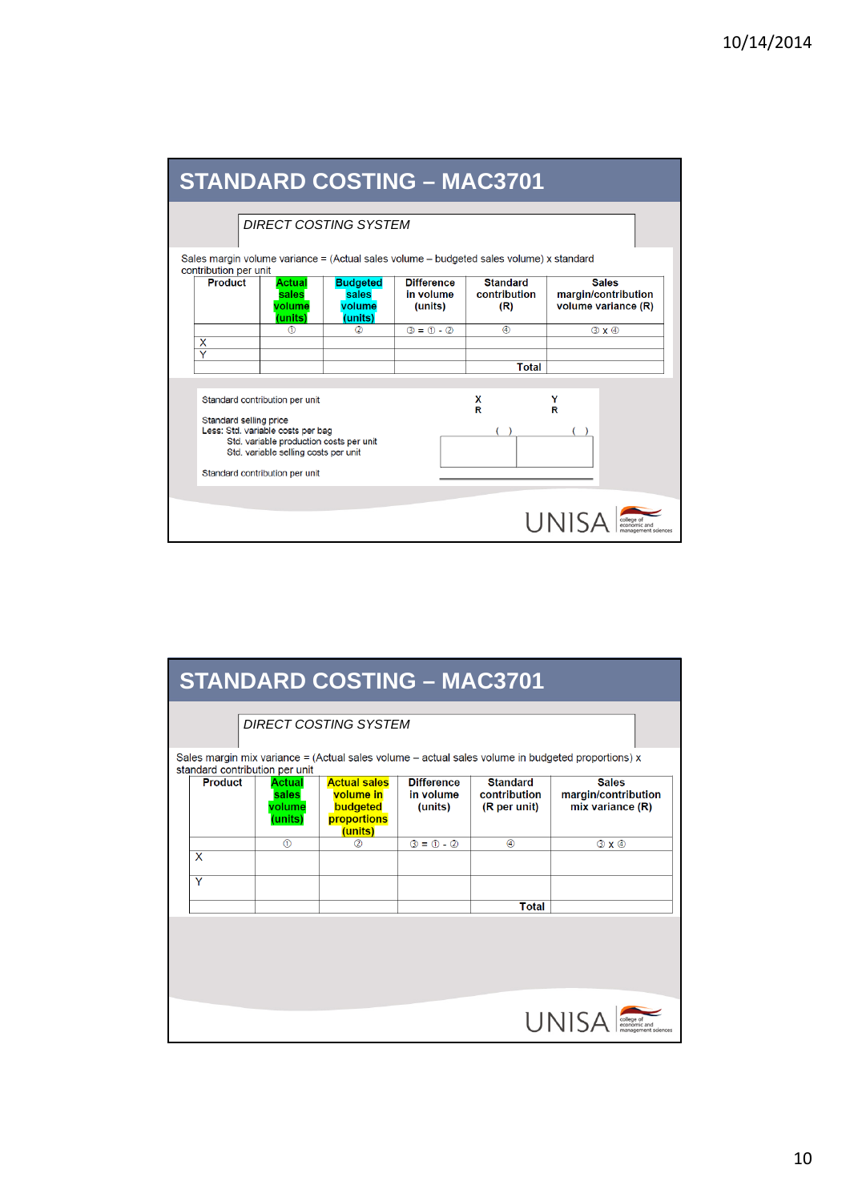## STANDARD COSTING – MAC3701

*DIRECT COSTING SYSTEM*

Sales margin volume variance = (Actual sales volume – budgeted sales volume) x standard contribution per unit

| Product | Actual sales volume (units) | Budgeted sales volume (units) | Difference in volume (units) | Standard contribution (R) | Sales margin/contribution volume variance (R) |
|---|---|---|---|---|---|
| | ① | ② | ③ = ① - ② | ④ | ③ x ④ |
| X | | | | | |
| Y | | | | | |
| | | | | Total | |

| Standard contribution per unit | X R | Y R |
|---|---|---|
| Standard selling price | | |
| Less: Std. variable costs per bag | ( ) | ( ) |
| Std. variable production costs per unit | | |
| Std. variable selling costs per unit | | |
| Standard contribution per unit | | |

## STANDARD COSTING – MAC3701

*DIRECT COSTING SYSTEM*

Sales margin mix variance = (Actual sales volume – actual sales volume in budgeted proportions) x standard contribution per unit

| Product | Actual sales volume (units) | Actual sales volume in budgeted proportions (units) | Difference in volume (units) | Standard contribution (R per unit) | Sales margin/contribution mix variance (R) |
|---|---|---|---|---|---|
| | ① | ② | ③ = ① - ② | ④ | ③ x ④ |
| X | | | | | |
| Y | | | | | |
| | | | | Total | |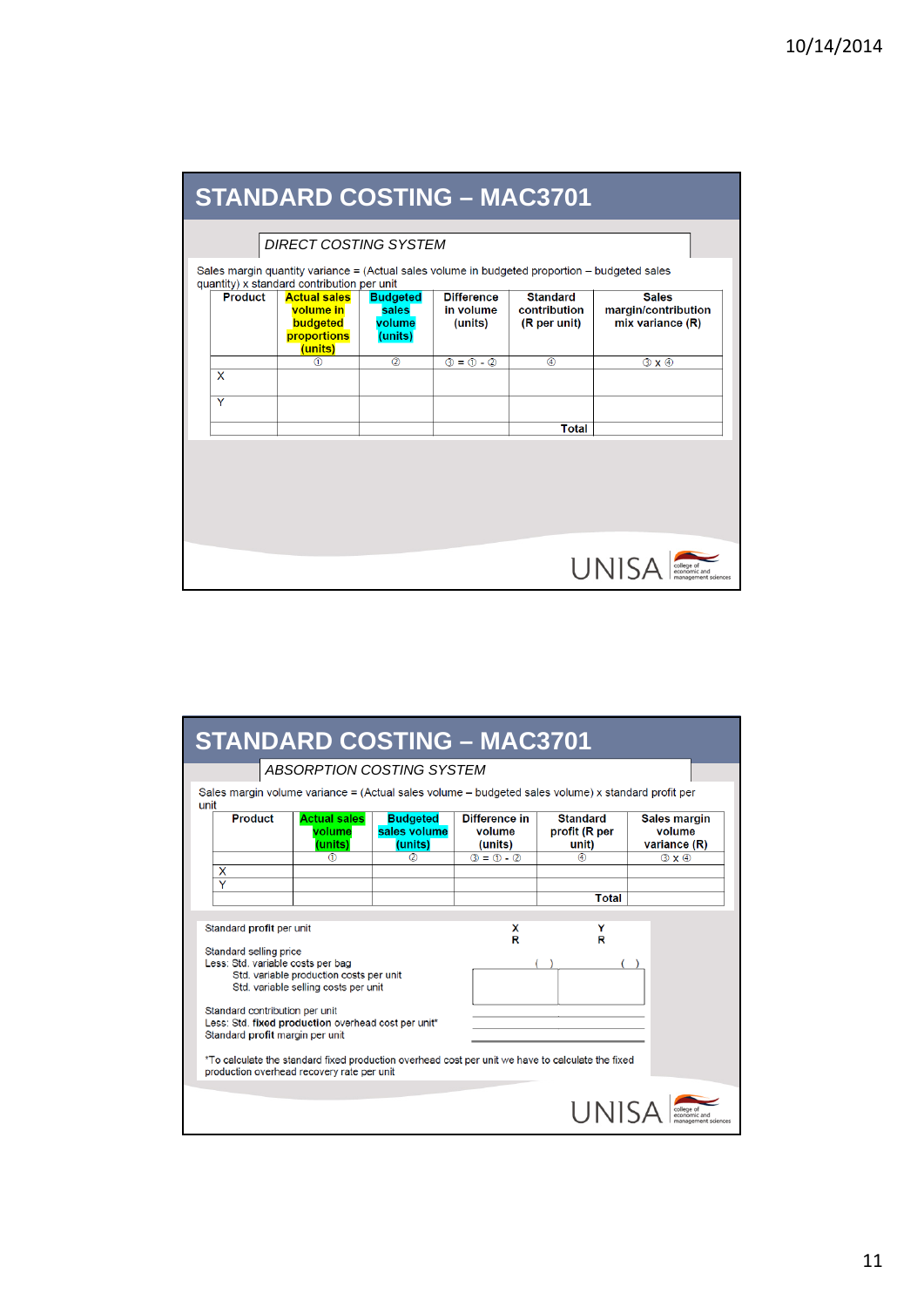## STANDARD COSTING – MAC3701

*DIRECT COSTING SYSTEM*

Sales margin quantity variance = (Actual sales volume in budgeted proportion – budgeted sales quantity) x standard contribution per unit

| Product | Actual sales volume in budgeted proportions (units) | Budgeted sales volume (units) | Difference in volume (units) | Standard contribution (R per unit) | Sales margin/contribution mix variance (R) |
|---|---|---|---|---|---|
| | ① | ② | ③ = ① - ② | ④ | ③ x ④ |
| X | | | | | |
| Y | | | | | |
| | | | | Total | |

## STANDARD COSTING – MAC3701

*ABSORPTION COSTING SYSTEM*

Sales margin volume variance = (Actual sales volume – budgeted sales volume) x standard profit per unit

| Product | Actual sales volume (units) | Budgeted sales volume (units) | Difference in volume (units) | Standard profit (R per unit) | Sales margin volume variance (R) |
|---|---|---|---|---|---|
| | ① | ② | ③ = ① - ② | ④ | ③ x ④ |
| X | | | | | |
| Y | | | | | |
| | | | | Total | |

| Standard profit per unit | X R | Y R |
|---|---|---|
| Standard selling price | | |
| Less: Std. variable costs per bag | ( ) | ( ) |
| Std. variable production costs per unit | | |
| Std. variable selling costs per unit | | |
| Standard contribution per unit | | |
| Less: Std. **fixed production** overhead cost per unit* | | |
| Standard **profit** margin per unit | | |

*To calculate the standard fixed production overhead cost per unit we have to calculate the fixed production overhead recovery rate per unit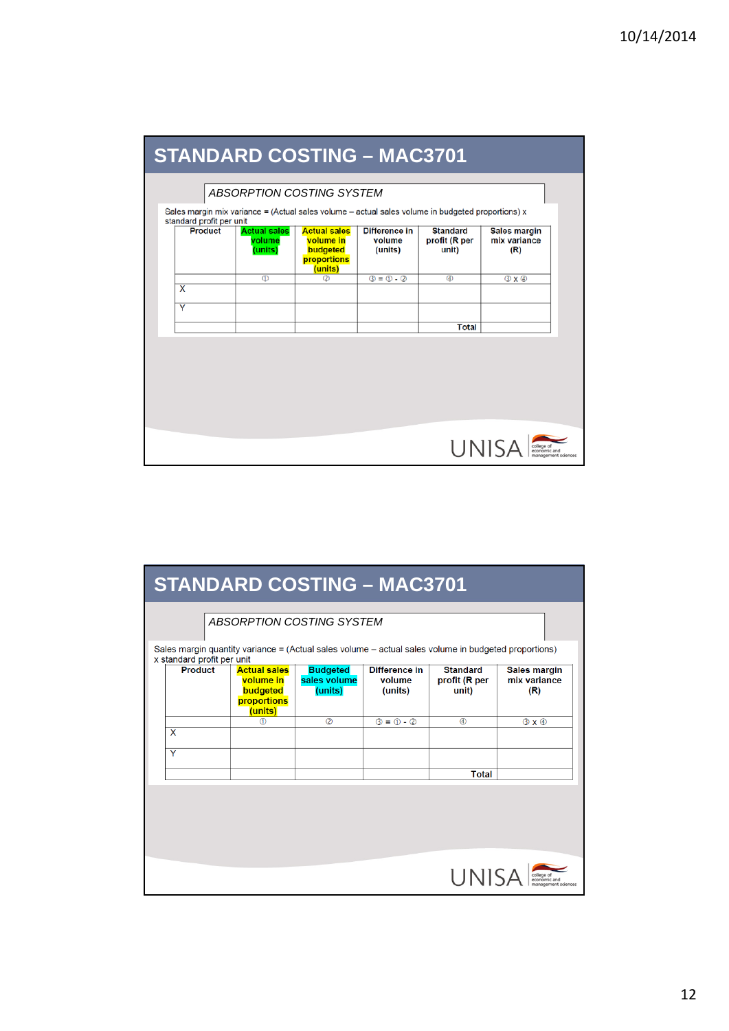## STANDARD COSTING – MAC3701

*ABSORPTION COSTING SYSTEM*

Sales margin mix variance = (Actual sales volume – actual sales volume in budgeted proportions) x standard profit per unit

| Product | Actual sales volume (units) | Actual sales volume in budgeted proportions (units) | Difference in volume (units) | Standard profit (R per unit) | Sales margin mix variance (R) |
|---|---|---|---|---|---|
| | ① | ② | ③ = ① - ② | ④ | ③ x ④ |
| X | | | | | |
| Y | | | | | |
| | | | | Total | |

## STANDARD COSTING – MAC3701

*ABSORPTION COSTING SYSTEM*

Sales margin quantity variance = (Actual sales volume – actual sales volume in budgeted proportions) x standard profit per unit

| Product | Actual sales volume in budgeted proportions (units) | Budgeted sales volume (units) | Difference in volume (units) | Standard profit (R per unit) | Sales margin mix variance (R) |
|---|---|---|---|---|---|
| | ① | ② | ③ = ① - ② | ④ | ③ x ④ |
| X | | | | | |
| Y | | | | | |
| | | | | Total | |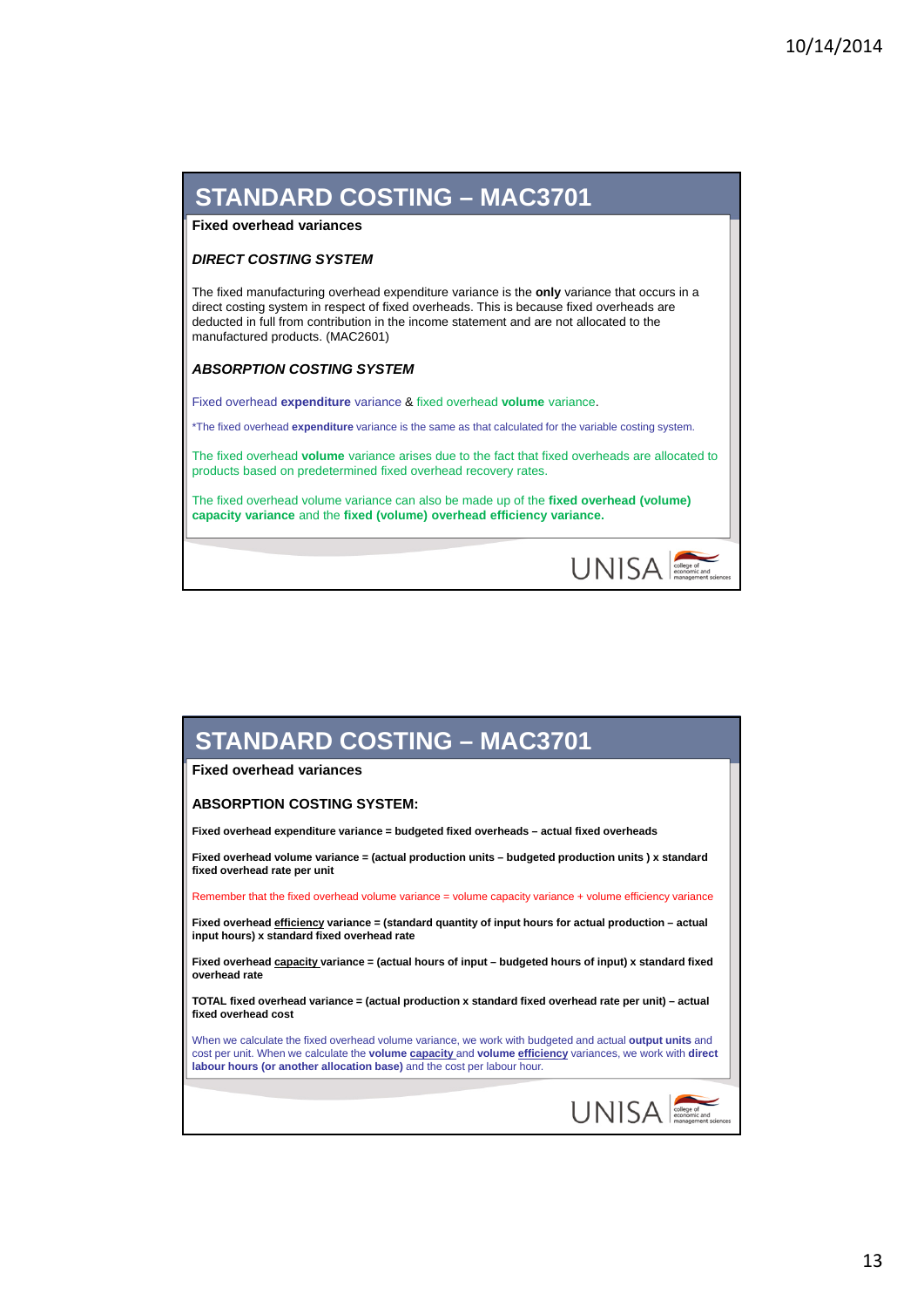## STANDARD COSTING – MAC3701

**Fixed overhead variances**

***DIRECT COSTING SYSTEM***

The fixed manufacturing overhead expenditure variance is the **only** variance that occurs in a direct costing system in respect of fixed overheads. This is because fixed overheads are deducted in full from contribution in the income statement and are not allocated to the manufactured products. (MAC2601)

***ABSORPTION COSTING SYSTEM***

Fixed overhead **expenditure** variance & fixed overhead **volume** variance.

*The fixed overhead **expenditure** variance is the same as that calculated for the variable costing system.

The fixed overhead **volume** variance arises due to the fact that fixed overheads are allocated to products based on predetermined fixed overhead recovery rates.

The fixed overhead volume variance can also be made up of the **fixed overhead (volume) capacity variance** and the **fixed (volume) overhead efficiency variance.**

UNISA college of economic and management sciences

## STANDARD COSTING – MAC3701

**Fixed overhead variances**

**ABSORPTION COSTING SYSTEM:**

**Fixed overhead expenditure variance = budgeted fixed overheads – actual fixed overheads**

**Fixed overhead volume variance = (actual production units – budgeted production units ) x standard fixed overhead rate per unit**

Remember that the fixed overhead volume variance = volume capacity variance + volume efficiency variance

**Fixed overhead <u>efficiency</u> variance = (standard quantity of input hours for actual production – actual input hours) x standard fixed overhead rate**

**Fixed overhead <u>capacity</u> variance = (actual hours of input – budgeted hours of input) x standard fixed overhead rate**

**TOTAL fixed overhead variance = (actual production x standard fixed overhead rate per unit) – actual fixed overhead cost**

When we calculate the fixed overhead volume variance, we work with budgeted and actual **output units** and cost per unit. When we calculate the **volume <u>capacity</u>** and **volume <u>efficiency</u>** variances, we work with **direct labour hours (or another allocation base)** and the cost per labour hour.

UNISA college of economic and management sciences